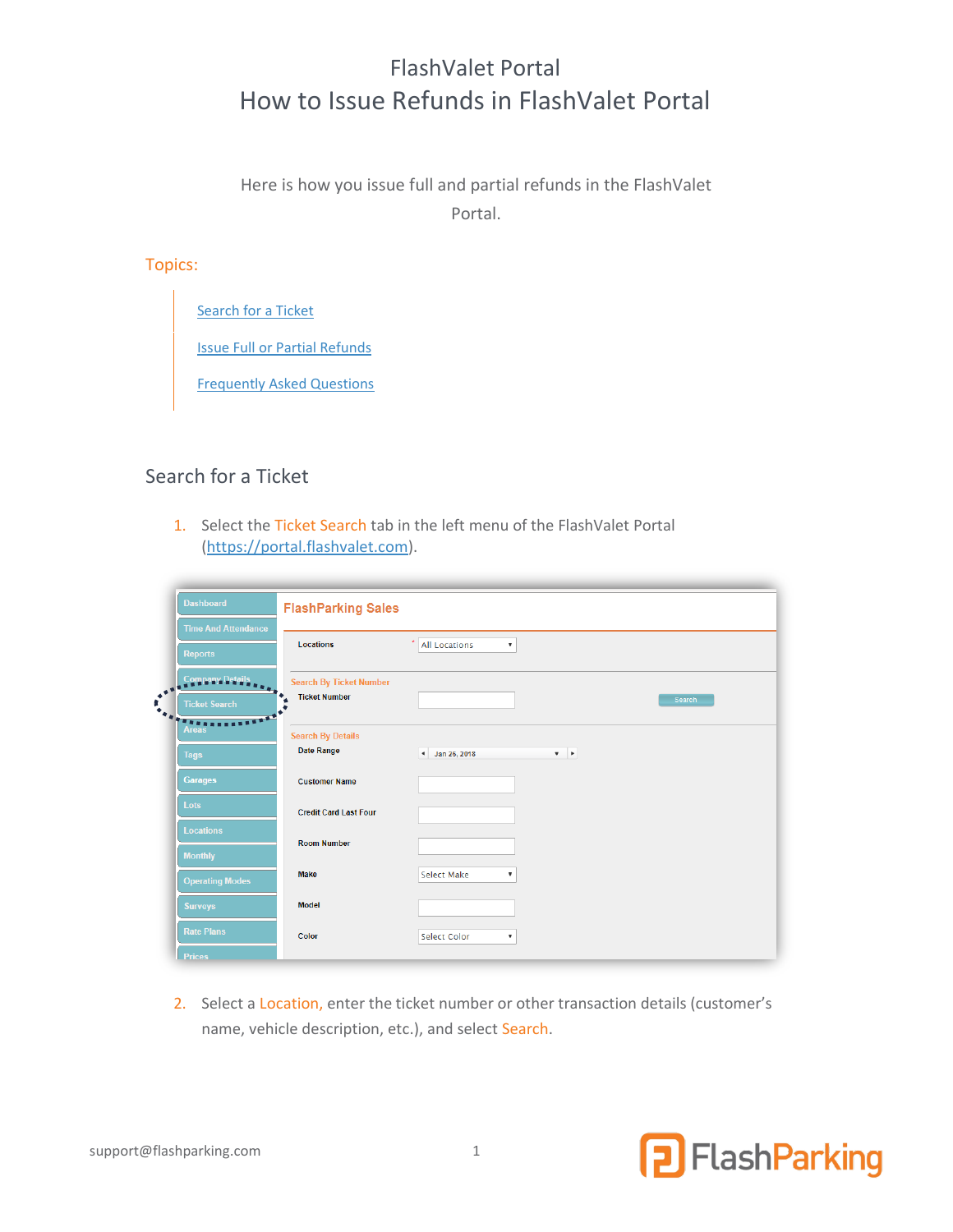# FlashValet Portal
# How to Issue Refunds in FlashValet Portal

Here is how you issue full and partial refunds in the FlashValet Portal.

Topics:

- Search for a Ticket
- Issue Full or Partial Refunds
- Frequently Asked Questions

## Search for a Ticket

1. Select the Ticket Search tab in the left menu of the FlashValet Portal (https://portal.flashvalet.com).

2. Select a Location, enter the ticket number or other transaction details (customer's name, vehicle description, etc.), and select Search.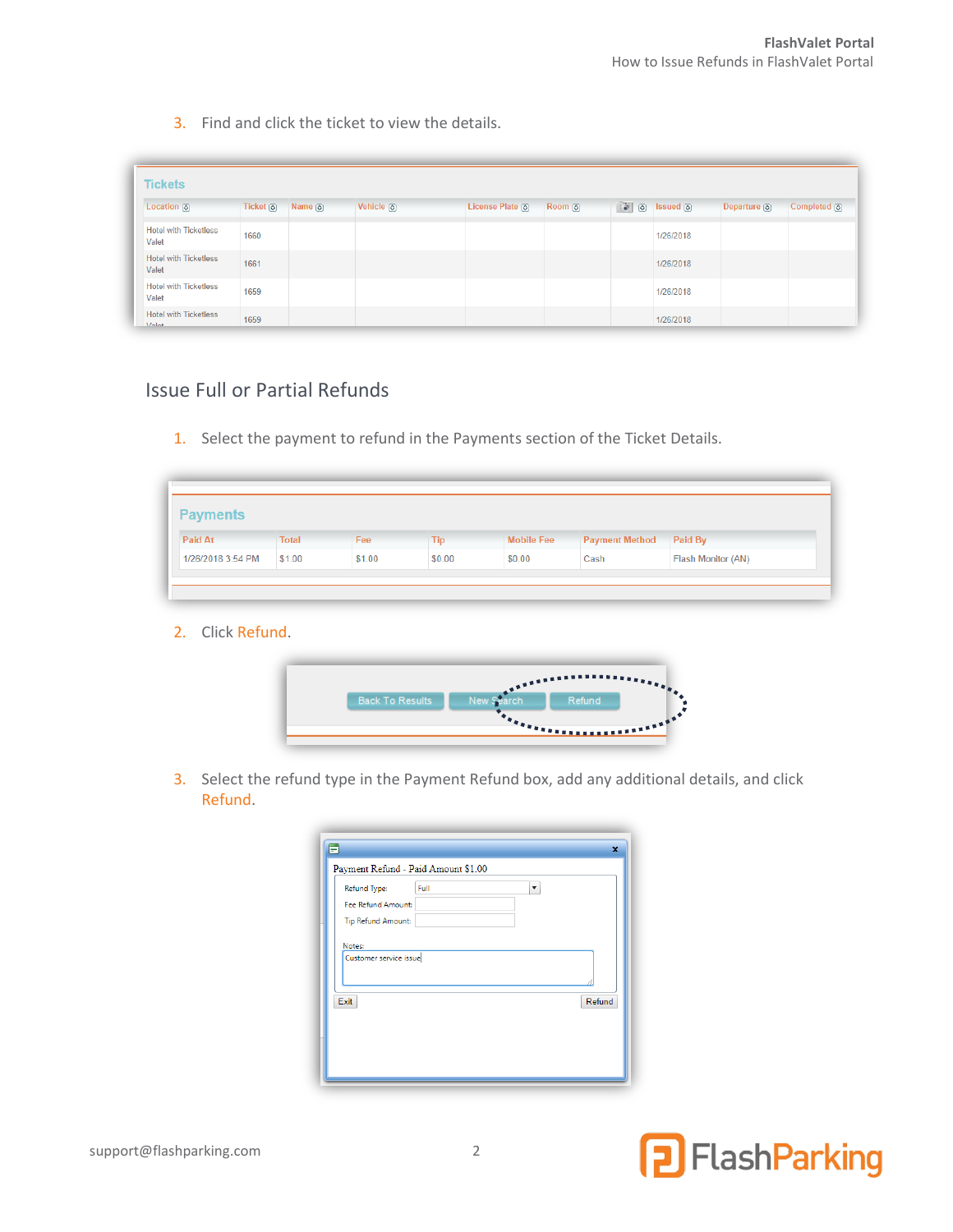3. Find and click the ticket to view the details.

## Issue Full or Partial Refunds

1. Select the payment to refund in the Payments section of the Ticket Details.

2. Click Refund.

3. Select the refund type in the Payment Refund box, add any additional details, and click Refund.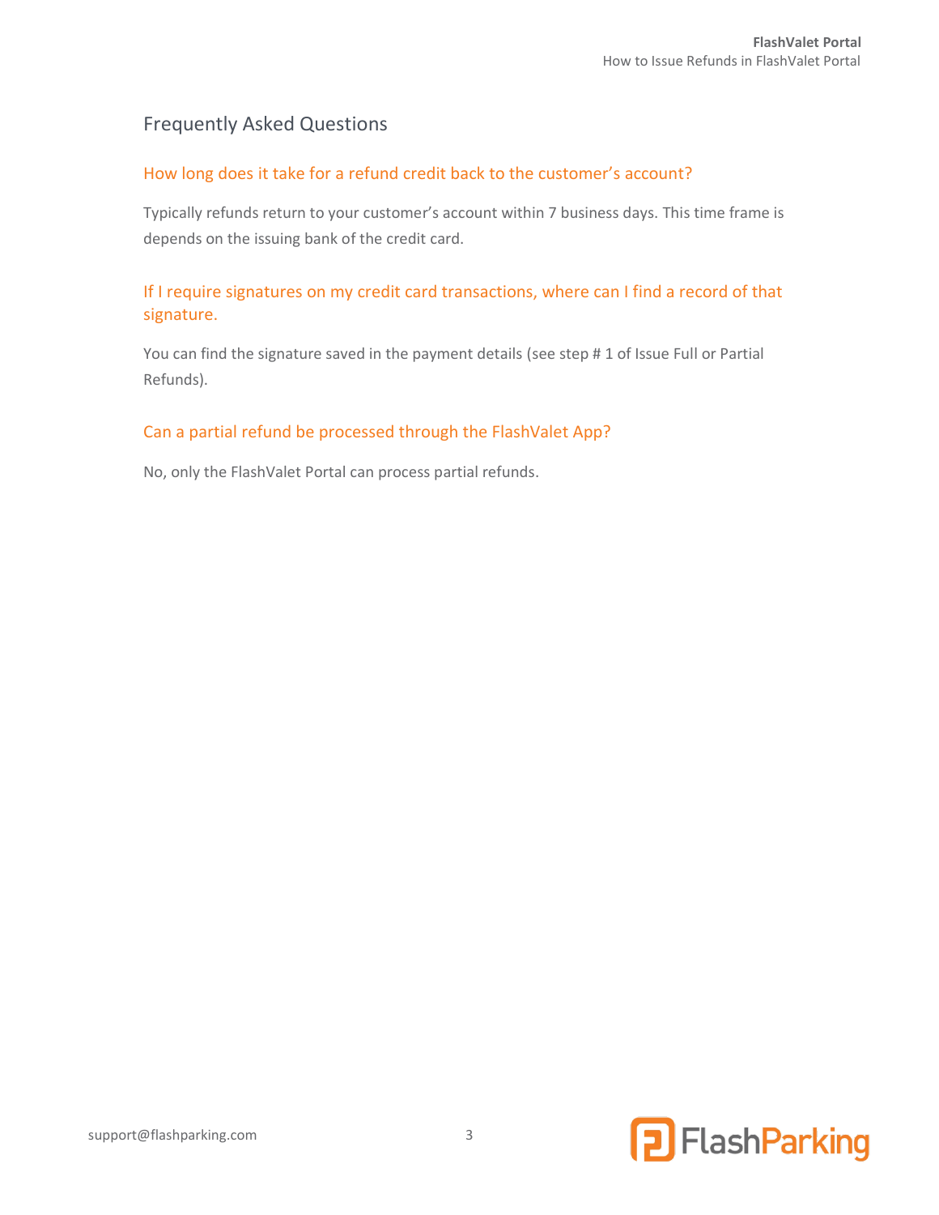## Frequently Asked Questions

### How long does it take for a refund credit back to the customer's account?

Typically refunds return to your customer's account within 7 business days. This time frame is depends on the issuing bank of the credit card.

### If I require signatures on my credit card transactions, where can I find a record of that signature.

You can find the signature saved in the payment details (see step # 1 of Issue Full or Partial Refunds).

### Can a partial refund be processed through the FlashValet App?

No, only the FlashValet Portal can process partial refunds.